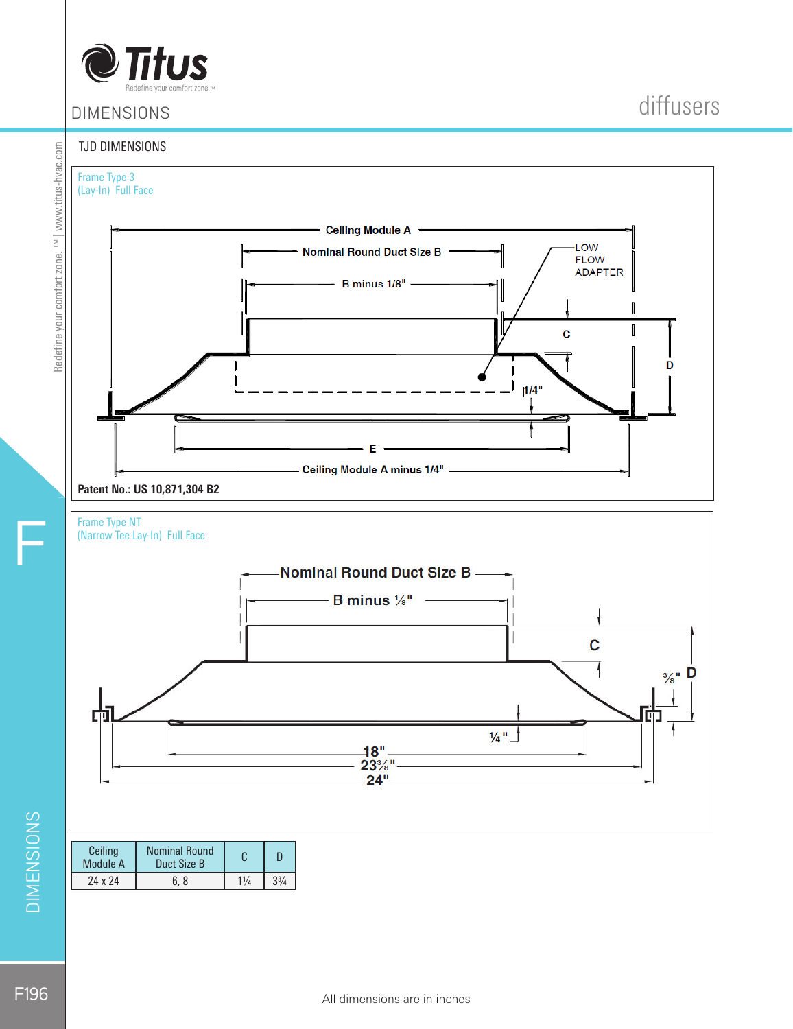## DIMENSIONS

### TJD DIMENSIONS

Frame Type 3
(Lay-In) Full Face

Ceiling Module A
Nominal Round Duct Size B
B minus 1/8"
LOW FLOW ADAPTER
C
D
1/4"
E
Ceiling Module A minus 1/4"

**Patent No.: US 10,871,304 B2**

Frame Type NT
(Narrow Tee Lay-In) Full Face

Nominal Round Duct Size B
B minus ⅛"
C
⅜" D
¼"
18"
23⅜"
24"

| Ceiling Module A | Nominal Round Duct Size B | C | D |
|---|---|---|---|
| 24 x 24 | 6, 8 | 1¼ | 3¾ |

All dimensions are in inches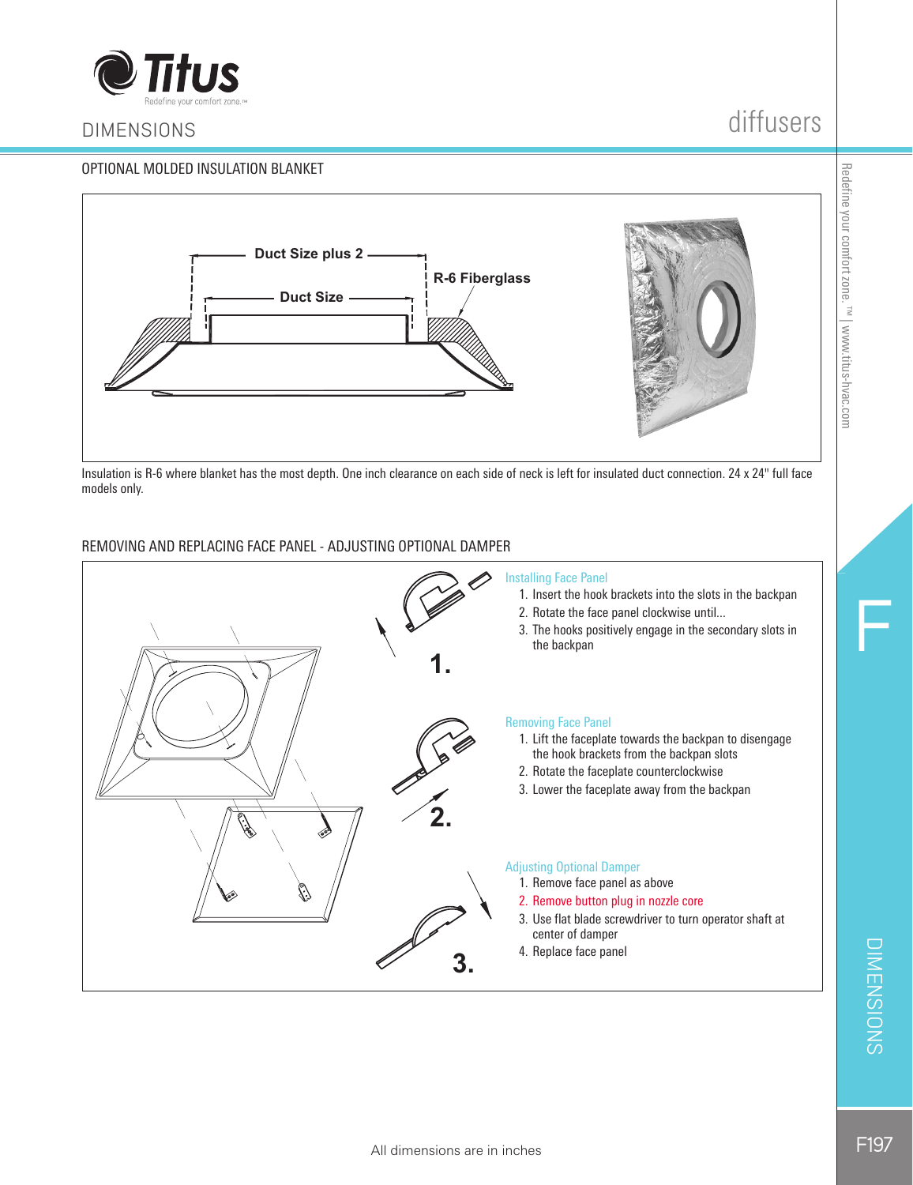## DIMENSIONS

### OPTIONAL MOLDED INSULATION BLANKET

Duct Size plus 2

Duct Size

R-6 Fiberglass

Insulation is R-6 where blanket has the most depth. One inch clearance on each side of neck is left for insulated duct connection. 24 x 24" full face models only.

### REMOVING AND REPLACING FACE PANEL - ADJUSTING OPTIONAL DAMPER

1.

2.

3.

**Installing Face Panel**

1. Insert the hook brackets into the slots in the backpan
2. Rotate the face panel clockwise until...
3. The hooks positively engage in the secondary slots in the backpan

**Removing Face Panel**

1. Lift the faceplate towards the backpan to disengage the hook brackets from the backpan slots
2. Rotate the faceplate counterclockwise
3. Lower the faceplate away from the backpan

**Adjusting Optional Damper**

1. Remove face panel as above
2. Remove button plug in nozzle core
3. Use flat blade screwdriver to turn operator shaft at center of damper
4. Replace face panel

All dimensions are in inches